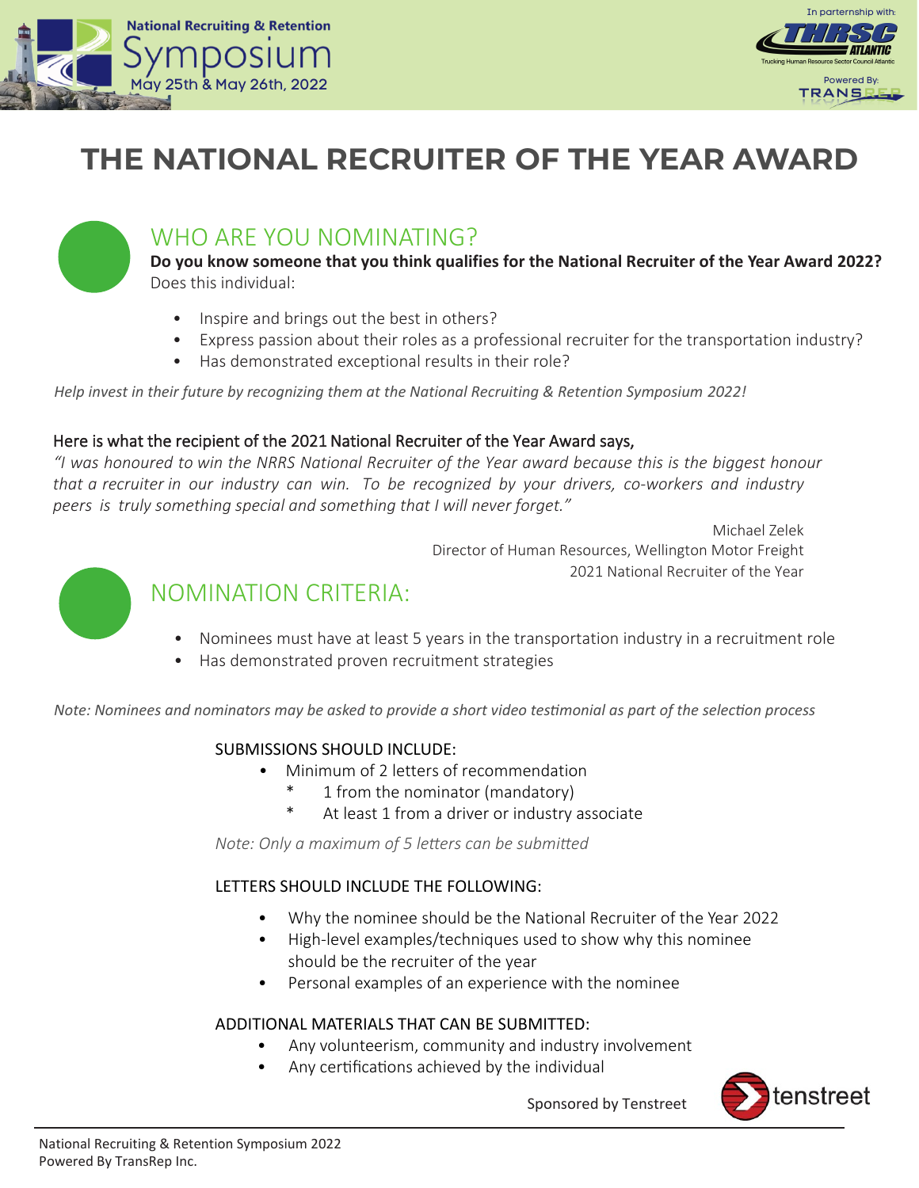National Recruiting & Retention

Symposium

May 25th & May 26th, 2022

In parternship with:

THRSC ATLANTIC

Trucking Human Resource Sector Council Atlantic

Powered By:

TRANSREP

# THE NATIONAL RECRUITER OF THE YEAR AWARD

## WHO ARE YOU NOMINATING?

**Do you know someone that you think qualifies for the National Recruiter of the Year Award 2022?**
Does this individual:

- Inspire and brings out the best in others?
- Express passion about their roles as a professional recruiter for the transportation industry?
- Has demonstrated exceptional results in their role?

*Help invest in their future by recognizing them at the National Recruiting & Retention Symposium 2022!*

Here is what the recipient of the 2021 National Recruiter of the Year Award says,

*"I was honoured to win the NRRS National Recruiter of the Year award because this is the biggest honour that a recruiter in our industry can win. To be recognized by your drivers, co-workers and industry peers is truly something special and something that I will never forget."*

Michael Zelek
Director of Human Resources, Wellington Motor Freight
2021 National Recruiter of the Year

## NOMINATION CRITERIA:

- Nominees must have at least 5 years in the transportation industry in a recruitment role
- Has demonstrated proven recruitment strategies

*Note: Nominees and nominators may be asked to provide a short video testimonial as part of the selection process*

### SUBMISSIONS SHOULD INCLUDE:

- Minimum of 2 letters of recommendation
  - 1 from the nominator (mandatory)
  - At least 1 from a driver or industry associate

*Note: Only a maximum of 5 letters can be submitted*

### LETTERS SHOULD INCLUDE THE FOLLOWING:

- Why the nominee should be the National Recruiter of the Year 2022
- High-level examples/techniques used to show why this nominee should be the recruiter of the year
- Personal examples of an experience with the nominee

### ADDITIONAL MATERIALS THAT CAN BE SUBMITTED:

- Any volunteerism, community and industry involvement
- Any certifications achieved by the individual

Sponsored by Tenstreet

tenstreet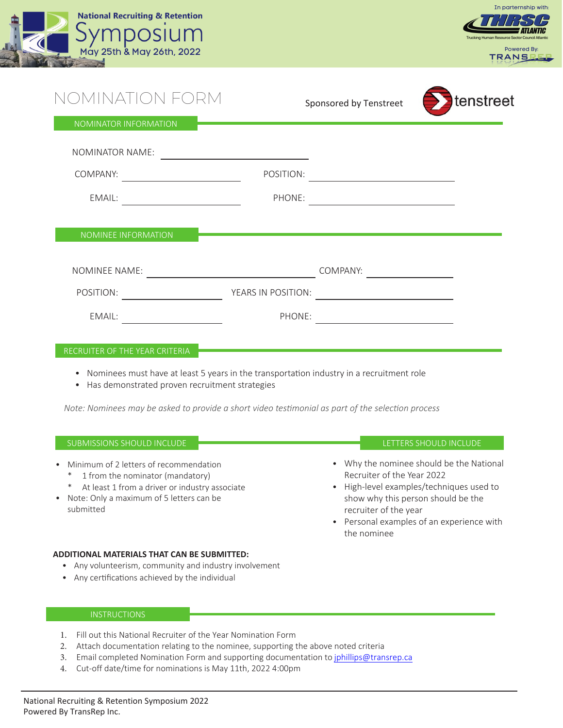National Recruiting & Retention

Symposium

May 25th & May 26th, 2022

In partnership with: THRSC Atlantic — Trucking Human Resource Sector Council Atlantic

Powered By: TRANSREP

# NOMINATION FORM

Sponsored by Tenstreet

## NOMINATOR INFORMATION

NOMINATOR NAME: ____________________

COMPANY: ____________________ POSITION: ____________________

EMAIL: ____________________ PHONE: ____________________

## NOMINEE INFORMATION

NOMINEE NAME: ____________________ COMPANY: ____________________

POSITION: ____________________ YEARS IN POSITION: ____________________

EMAIL: ____________________ PHONE: ____________________

## RECRUITER OF THE YEAR CRITERIA

- Nominees must have at least 5 years in the transportation industry in a recruitment role
- Has demonstrated proven recruitment strategies

*Note: Nominees may be asked to provide a short video testimonial as part of the selection process*

## SUBMISSIONS SHOULD INCLUDE

- Minimum of 2 letters of recommendation
  - * 1 from the nominator (mandatory)
  - * At least 1 from a driver or industry associate
- Note: Only a maximum of 5 letters can be submitted

## LETTERS SHOULD INCLUDE

- Why the nominee should be the National Recruiter of the Year 2022
- High-level examples/techniques used to show why this person should be the recruiter of the year
- Personal examples of an experience with the nominee

**ADDITIONAL MATERIALS THAT CAN BE SUBMITTED:**

- Any volunteerism, community and industry involvement
- Any certifications achieved by the individual

## INSTRUCTIONS

1. Fill out this National Recruiter of the Year Nomination Form
2. Attach documentation relating to the nominee, supporting the above noted criteria
3. Email completed Nomination Form and supporting documentation to jphillips@transrep.ca
4. Cut-off date/time for nominations is May 11th, 2022 4:00pm

National Recruiting & Retention Symposium 2022
Powered By TransRep Inc.